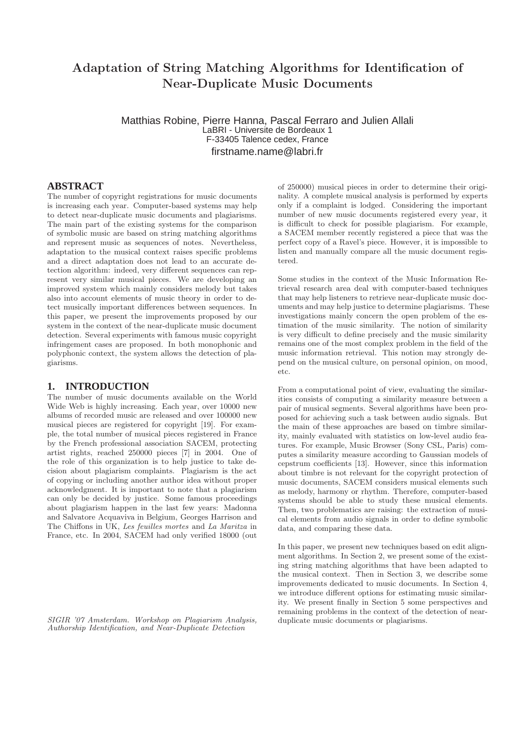# Adaptation of String Matching Algorithms for Identification of Near-Duplicate Music Documents

Matthias Robine, Pierre Hanna, Pascal Ferraro and Julien Allali
LaBRI - Universite de Bordeaux 1
F-33405 Talence cedex, France
firstname.name@labri.fr

## ABSTRACT

The number of copyright registrations for music documents is increasing each year. Computer-based systems may help to detect near-duplicate music documents and plagiarisms. The main part of the existing systems for the comparison of symbolic music are based on string matching algorithms and represent music as sequences of notes. Nevertheless, adaptation to the musical context raises specific problems and a direct adaptation does not lead to an accurate detection algorithm: indeed, very different sequences can represent very similar musical pieces. We are developing an improved system which mainly considers melody but takes also into account elements of music theory in order to detect musically important differences between sequences. In this paper, we present the improvements proposed by our system in the context of the near-duplicate music document detection. Several experiments with famous music copyright infringement cases are proposed. In both monophonic and polyphonic context, the system allows the detection of plagiarisms.

## 1. INTRODUCTION

The number of music documents available on the World Wide Web is highly increasing. Each year, over 10000 new albums of recorded music are released and over 100000 new musical pieces are registered for copyright [19]. For example, the total number of musical pieces registered in France by the French professional association SACEM, protecting artist rights, reached 250000 pieces [7] in 2004. One of the role of this organization is to help justice to take decision about plagiarism complaints. Plagiarism is the act of copying or including another author idea without proper acknowledgment. It is important to note that a plagiarism can only be decided by justice. Some famous proceedings about plagiarism happen in the last few years: Madonna and Salvatore Acquaviva in Belgium, Georges Harrison and The Chiffons in UK, *Les feuilles mortes* and *La Maritza* in France, etc. In 2004, SACEM had only verified 18000 (out of 250000) musical pieces in order to determine their originality. A complete musical analysis is performed by experts only if a complaint is lodged. Considering the important number of new music documents registered every year, it is difficult to check for possible plagiarism. For example, a SACEM member recently registered a piece that was the perfect copy of a Ravel's piece. However, it is impossible to listen and manually compare all the music document registered.

Some studies in the context of the Music Information Retrieval research area deal with computer-based techniques that may help listeners to retrieve near-duplicate music documents and may help justice to determine plagiarisms. These investigations mainly concern the open problem of the estimation of the music similarity. The notion of similarity is very difficult to define precisely and the music similarity remains one of the most complex problem in the field of the music information retrieval. This notion may strongly depend on the musical culture, on personal opinion, on mood, etc.

From a computational point of view, evaluating the similarities consists of computing a similarity measure between a pair of musical segments. Several algorithms have been proposed for achieving such a task between audio signals. But the main of these approaches are based on timbre similarity, mainly evaluated with statistics on low-level audio features. For example, Music Browser (Sony CSL, Paris) computes a similarity measure according to Gaussian models of cepstrum coefficients [13]. However, since this information about timbre is not relevant for the copyright protection of music documents, SACEM considers musical elements such as melody, harmony or rhythm. Therefore, computer-based systems should be able to study these musical elements. Then, two problematics are raising: the extraction of musical elements from audio signals in order to define symbolic data, and comparing these data.

In this paper, we present new techniques based on edit alignment algorithms. In Section 2, we present some of the existing string matching algorithms that have been adapted to the musical context. Then in Section 3, we describe some improvements dedicated to music documents. In Section 4, we introduce different options for estimating music similarity. We present finally in Section 5 some perspectives and remaining problems in the context of the detection of near-duplicate music documents or plagiarisms.

*SIGIR '07 Amsterdam. Workshop on Plagiarism Analysis, Authorship Identification, and Near-Duplicate Detection*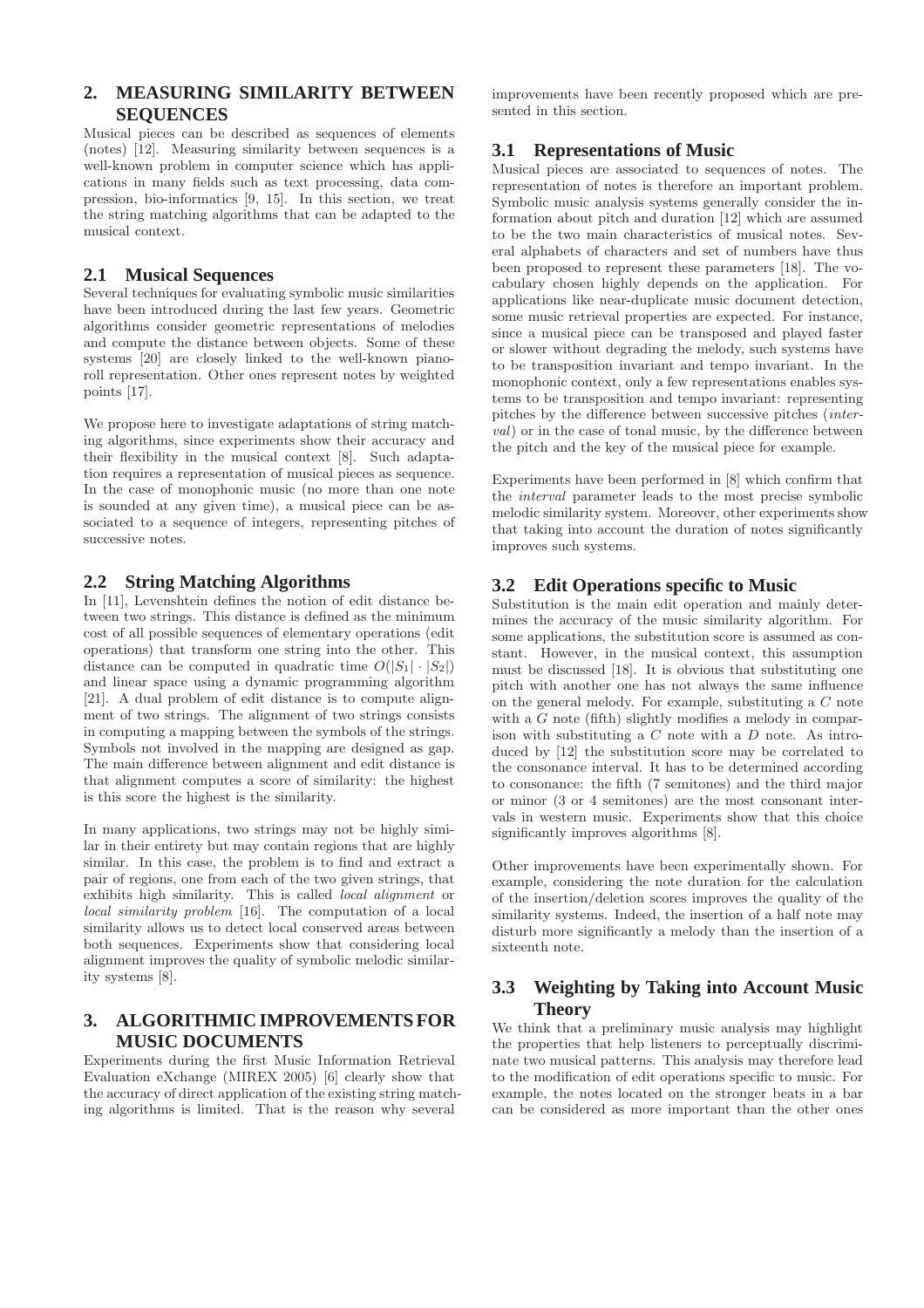## 2. MEASURING SIMILARITY BETWEEN SEQUENCES

Musical pieces can be described as sequences of elements (notes) [12]. Measuring similarity between sequences is a well-known problem in computer science which has applications in many fields such as text processing, data compression, bio-informatics [9, 15]. In this section, we treat the string matching algorithms that can be adapted to the musical context.

### 2.1 Musical Sequences

Several techniques for evaluating symbolic music similarities have been introduced during the last few years. Geometric algorithms consider geometric representations of melodies and compute the distance between objects. Some of these systems [20] are closely linked to the well-known pianoroll representation. Other ones represent notes by weighted points [17].

We propose here to investigate adaptations of string matching algorithms, since experiments show their accuracy and their flexibility in the musical context [8]. Such adaptation requires a representation of musical pieces as sequence. In the case of monophonic music (no more than one note is sounded at any given time), a musical piece can be associated to a sequence of integers, representing pitches of successive notes.

### 2.2 String Matching Algorithms

In [11], Levenshtein defines the notion of edit distance between two strings. This distance is defined as the minimum cost of all possible sequences of elementary operations (edit operations) that transform one string into the other. This distance can be computed in quadratic time $O(|S_1| \cdot |S_2|)$ and linear space using a dynamic programming algorithm [21]. A dual problem of edit distance is to compute alignment of two strings. The alignment of two strings consists in computing a mapping between the symbols of the strings. Symbols not involved in the mapping are designed as gap. The main difference between alignment and edit distance is that alignment computes a score of similarity: the highest is this score the highest is the similarity.

In many applications, two strings may not be highly similar in their entirety but may contain regions that are highly similar. In this case, the problem is to find and extract a pair of regions, one from each of the two given strings, that exhibits high similarity. This is called *local alignment* or *local similarity problem* [16]. The computation of a local similarity allows us to detect local conserved areas between both sequences. Experiments show that considering local alignment improves the quality of symbolic melodic similarity systems [8].

## 3. ALGORITHMIC IMPROVEMENTS FOR MUSIC DOCUMENTS

Experiments during the first Music Information Retrieval Evaluation eXchange (MIREX 2005) [6] clearly show that the accuracy of direct application of the existing string matching algorithms is limited. That is the reason why several improvements have been recently proposed which are presented in this section.

### 3.1 Representations of Music

Musical pieces are associated to sequences of notes. The representation of notes is therefore an important problem. Symbolic music analysis systems generally consider the information about pitch and duration [12] which are assumed to be the two main characteristics of musical notes. Several alphabets of characters and set of numbers have thus been proposed to represent these parameters [18]. The vocabulary chosen highly depends on the application. For applications like near-duplicate music document detection, some music retrieval properties are expected. For instance, since a musical piece can be transposed and played faster or slower without degrading the melody, such systems have to be transposition invariant and tempo invariant. In the monophonic context, only a few representations enables systems to be transposition and tempo invariant: representing pitches by the difference between successive pitches (*interval*) or in the case of tonal music, by the difference between the pitch and the key of the musical piece for example.

Experiments have been performed in [8] which confirm that the *interval* parameter leads to the most precise symbolic melodic similarity system. Moreover, other experiments show that taking into account the duration of notes significantly improves such systems.

### 3.2 Edit Operations specific to Music

Substitution is the main edit operation and mainly determines the accuracy of the music similarity algorithm. For some applications, the substitution score is assumed as constant. However, in the musical context, this assumption must be discussed [18]. It is obvious that substituting one pitch with another one has not always the same influence on the general melody. For example, substituting a $C$ note with a $G$ note (fifth) slightly modifies a melody in comparison with substituting a $C$ note with a $D$ note. As introduced by [12] the substitution score may be correlated to the consonance interval. It has to be determined according to consonance: the fifth (7 semitones) and the third major or minor (3 or 4 semitones) are the most consonant intervals in western music. Experiments show that this choice significantly improves algorithms [8].

Other improvements have been experimentally shown. For example, considering the note duration for the calculation of the insertion/deletion scores improves the quality of the similarity systems. Indeed, the insertion of a half note may disturb more significantly a melody than the insertion of a sixteenth note.

### 3.3 Weighting by Taking into Account Music Theory

We think that a preliminary music analysis may highlight the properties that help listeners to perceptually discriminate two musical patterns. This analysis may therefore lead to the modification of edit operations specific to music. For example, the notes located on the stronger beats in a bar can be considered as more important than the other ones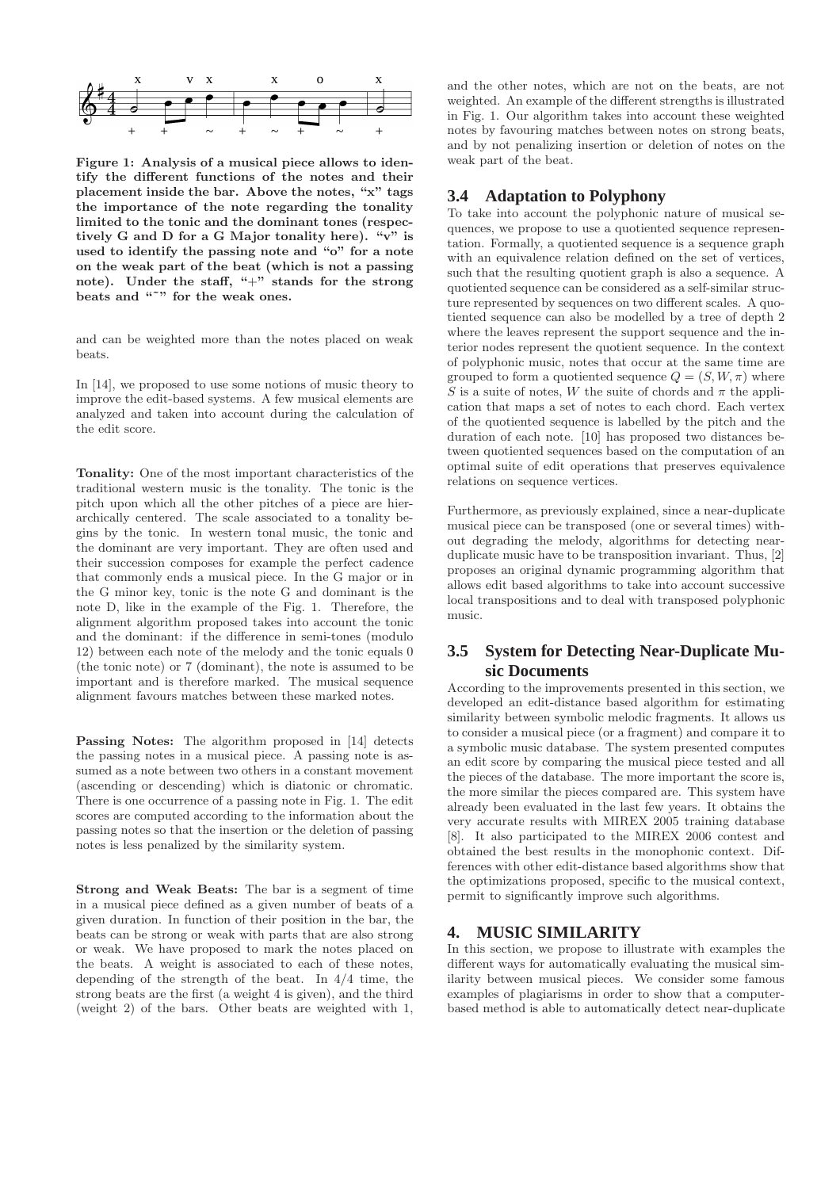**Figure 1: Analysis of a musical piece allows to identify the different functions of the notes and their placement inside the bar. Above the notes, "x" tags the importance of the note regarding the tonality limited to the tonic and the dominant tones (respectively G and D for a G Major tonality here). "v" is used to identify the passing note and "o" for a note on the weak part of the beat (which is not a passing note). Under the staff, "+" stands for the strong beats and "˜" for the weak ones.**

and can be weighted more than the notes placed on weak beats.

In [14], we proposed to use some notions of music theory to improve the edit-based systems. A few musical elements are analyzed and taken into account during the calculation of the edit score.

**Tonality:** One of the most important characteristics of the traditional western music is the tonality. The tonic is the pitch upon which all the other pitches of a piece are hierarchically centered. The scale associated to a tonality begins by the tonic. In western tonal music, the tonic and the dominant are very important. They are often used and their succession composes for example the perfect cadence that commonly ends a musical piece. In the G major or in the G minor key, tonic is the note G and dominant is the note D, like in the example of the Fig. 1. Therefore, the alignment algorithm proposed takes into account the tonic and the dominant: if the difference in semi-tones (modulo 12) between each note of the melody and the tonic equals 0 (the tonic note) or 7 (dominant), the note is assumed to be important and is therefore marked. The musical sequence alignment favours matches between these marked notes.

**Passing Notes:** The algorithm proposed in [14] detects the passing notes in a musical piece. A passing note is assumed as a note between two others in a constant movement (ascending or descending) which is diatonic or chromatic. There is one occurrence of a passing note in Fig. 1. The edit scores are computed according to the information about the passing notes so that the insertion or the deletion of passing notes is less penalized by the similarity system.

**Strong and Weak Beats:** The bar is a segment of time in a musical piece defined as a given number of beats of a given duration. In function of their position in the bar, the beats can be strong or weak with parts that are also strong or weak. We have proposed to mark the notes placed on the beats. A weight is associated to each of these notes, depending of the strength of the beat. In 4/4 time, the strong beats are the first (a weight 4 is given), and the third (weight 2) of the bars. Other beats are weighted with 1, and the other notes, which are not on the beats, are not weighted. An example of the different strengths is illustrated in Fig. 1. Our algorithm takes into account these weighted notes by favouring matches between notes on strong beats, and by not penalizing insertion or deletion of notes on the weak part of the beat.

### 3.4 Adaptation to Polyphony

To take into account the polyphonic nature of musical sequences, we propose to use a quotiented sequence representation. Formally, a quotiented sequence is a sequence graph with an equivalence relation defined on the set of vertices, such that the resulting quotient graph is also a sequence. A quotiented sequence can be considered as a self-similar structure represented by sequences on two different scales. A quotiented sequence can also be modelled by a tree of depth 2 where the leaves represent the support sequence and the interior nodes represent the quotient sequence. In the context of polyphonic music, notes that occur at the same time are grouped to form a quotiented sequence $Q = (S, W, \pi)$ where $S$ is a suite of notes, $W$ the suite of chords and $\pi$ the application that maps a set of notes to each chord. Each vertex of the quotiented sequence is labelled by the pitch and the duration of each note. [10] has proposed two distances between quotiented sequences based on the computation of an optimal suite of edit operations that preserves equivalence relations on sequence vertices.

Furthermore, as previously explained, since a near-duplicate musical piece can be transposed (one or several times) without degrading the melody, algorithms for detecting near-duplicate music have to be transposition invariant. Thus, [2] proposes an original dynamic programming algorithm that allows edit based algorithms to take into account successive local transpositions and to deal with transposed polyphonic music.

### 3.5 System for Detecting Near-Duplicate Music Documents

According to the improvements presented in this section, we developed an edit-distance based algorithm for estimating similarity between symbolic melodic fragments. It allows us to consider a musical piece (or a fragment) and compare it to a symbolic music database. The system presented computes an edit score by comparing the musical piece tested and all the pieces of the database. The more important the score is, the more similar the pieces compared are. This system have already been evaluated in the last few years. It obtains the very accurate results with MIREX 2005 training database [8]. It also participated to the MIREX 2006 contest and obtained the best results in the monophonic context. Differences with other edit-distance based algorithms show that the optimizations proposed, specific to the musical context, permit to significantly improve such algorithms.

## 4. MUSIC SIMILARITY

In this section, we propose to illustrate with examples the different ways for automatically evaluating the musical similarity between musical pieces. We consider some famous examples of plagiarisms in order to show that a computer-based method is able to automatically detect near-duplicate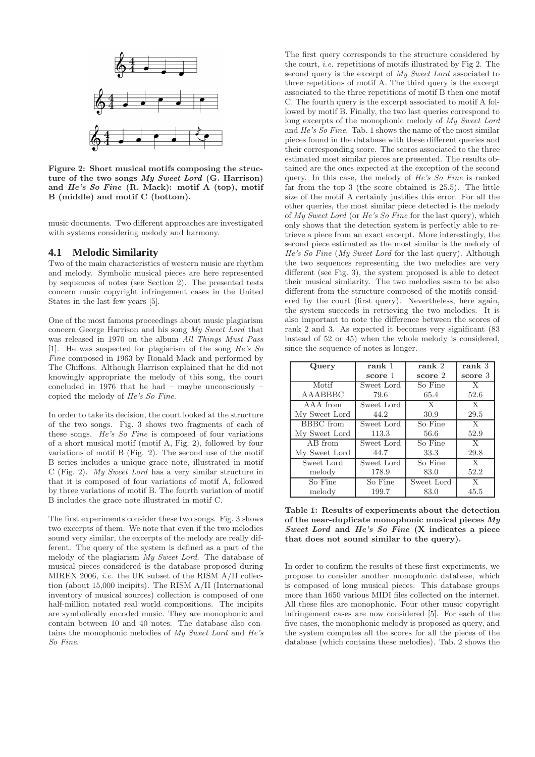Figure 2: Short musical motifs composing the structure of the two songs *My Sweet Lord* (G. Harrison) and *He's So Fine* (R. Mack): motif A (top), motif B (middle) and motif C (bottom).

music documents. Two different approaches are investigated with systems considering melody and harmony.

## 4.1 Melodic Similarity

Two of the main characteristics of western music are rhythm and melody. Symbolic musical pieces are here represented by sequences of notes (see Section 2). The presented tests concern music copyright infringement cases in the United States in the last few years [5].

One of the most famous proceedings about music plagiarism concern George Harrison and his song *My Sweet Lord* that was released in 1970 on the album *All Things Must Pass* [1]. He was suspected for plagiarism of the song *He's So Fine* composed in 1963 by Ronald Mack and performed by The Chiffons. Although Harrison explained that he did not knowingly appropriate the melody of this song, the court concluded in 1976 that he had – maybe unconsciously – copied the melody of *He's So Fine*.

In order to take its decision, the court looked at the structure of the two songs. Fig. 3 shows two fragments of each of these songs. *He's So Fine* is composed of four variations of a short musical motif (motif A, Fig. 2), followed by four variations of motif B (Fig. 2). The second use of the motif B series includes a unique grace note, illustrated in motif C (Fig. 2). *My Sweet Lord* has a very similar structure in that it is composed of four variations of motif A, followed by three variations of motif B. The fourth variation of motif B includes the grace note illustrated in motif C.

The first experiments consider these two songs. Fig. 3 shows two excerpts of them. We note that even if the two melodies sound very similar, the excerpts of the melody are really different. The query of the system is defined as a part of the melody of the plagiarism *My Sweet Lord*. The database of musical pieces considered is the database proposed during MIREX 2006, *i.e.* the UK subset of the RISM A/II collection (about 15,000 incipits). The RISM A/II (International inventory of musical sources) collection is composed of one half-million notated real world compositions. The incipits are symbolically encoded music. They are monophonic and contain between 10 and 40 notes. The database also contains the monophonic melodies of *My Sweet Lord* and *He's So Fine*.

The first query corresponds to the structure considered by the court, *i.e.* repetitions of motifs illustrated by Fig 2. The second query is the excerpt of *My Sweet Lord* associated to three repetitions of motif A. The third query is the excerpt associated to the three repetitions of motif B then one motif C. The fourth query is the excerpt associated to motif A followed by motif B. Finally, the two last queries correspond to long excerpts of the monophonic melody of *My Sweet Lord* and *He's So Fine*. Tab. 1 shows the name of the most similar pieces found in the database with these different queries and their corresponding score. The scores associated to the three estimated most similar pieces are presented. The results obtained are the ones expected at the exception of the second query. In this case, the melody of *He's So Fine* is ranked far from the top 3 (the score obtained is 25.5). The little size of the motif A certainly justifies this error. For all the other queries, the most similar piece detected is the melody of *My Sweet Lord* (or *He's So Fine* for the last query), which only shows that the detection system is perfectly able to retrieve a piece from an exact excerpt. More interestingly, the second piece estimated as the most similar is the melody of *He's So Fine* (*My Sweet Lord* for the last query). Although the two sequences representing the two melodies are very different (see Fig. 3), the system proposed is able to detect their musical similarity. The two melodies seem to be also different from the structure composed of the motifs considered by the court (first query). Nevertheless, here again, the system succeeds in retrieving the two melodies. It is also important to note the difference between the scores of rank 2 and 3. As expected it becomes very significant (83 instead of 52 or 45) when the whole melody is considered, since the sequence of notes is longer.

| Query | rank 1 score 1 | rank 2 score 2 | rank 3 score 3 |
|---|---|---|---|
| Motif AAABBBC | Sweet Lord 79.6 | So Fine 65.4 | X 52.6 |
| AAA from My Sweet Lord | Sweet Lord 44.2 | X 30.9 | X 29.5 |
| BBBC from My Sweet Lord | Sweet Lord 113.3 | So Fine 56.6 | X 52.9 |
| AB from My Sweet Lord | Sweet Lord 44.7 | So Fine 33.3 | X 29.8 |
| Sweet Lord melody | Sweet Lord 178.9 | So Fine 83.0 | X 52.2 |
| So Fine melody | So Fine 199.7 | Sweet Lord 83.0 | X 45.5 |

**Table 1: Results of experiments about the detection of the near-duplicate monophonic musical pieces *My Sweet Lord* and *He's So Fine* (X indicates a piece that does not sound similar to the query).**

In order to confirm the results of these first experiments, we propose to consider another monophonic database, which is composed of long musical pieces. This database groups more than 1650 various MIDI files collected on the internet. All these files are monophonic. Four other music copyright infringement cases are now considered [5]. For each of the five cases, the monophonic melody is proposed as query, and the system computes all the scores for all the pieces of the database (which contains these melodies). Tab. 2 shows the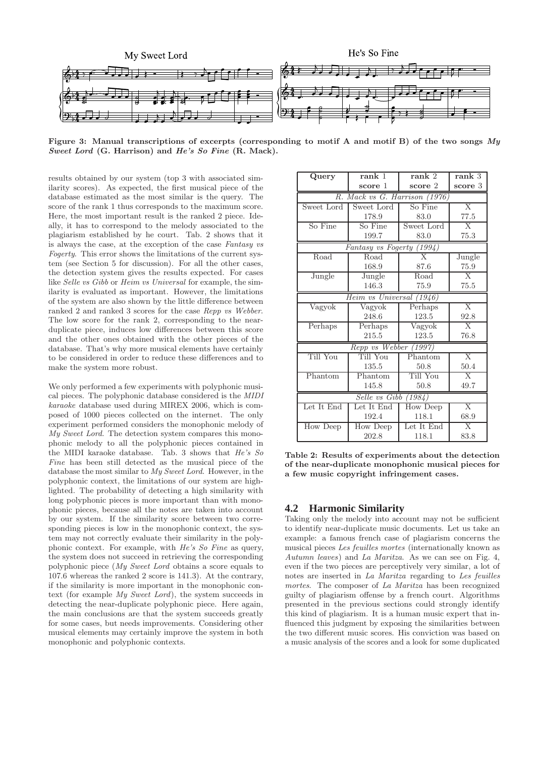**Figure 3: Manual transcriptions of excerpts (corresponding to motif A and motif B) of the two songs *My Sweet Lord* (G. Harrison) and *He's So Fine* (R. Mack).**

results obtained by our system (top 3 with associated similarity scores). As expected, the first musical piece of the database estimated as the most similar is the query. The score of the rank 1 thus corresponds to the maximum score. Here, the most important result is the ranked 2 piece. Ideally, it has to correspond to the melody associated to the plagiarism established by he court. Tab. 2 shows that it is always the case, at the exception of the case *Fantasy vs Fogerty*. This error shows the limitations of the current system (see Section 5 for discussion). For all the other cases, the detection system gives the results expected. For cases like *Selle vs Gibb* or *Heim vs Universal* for example, the similarity is evaluated as important. However, the limitations of the system are also shown by the little difference between ranked 2 and ranked 3 scores for the case *Repp vs Webber*. The low score for the rank 2, corresponding to the near-duplicate piece, induces low differences between this score and the other ones obtained with the other pieces of the database. That's why more musical elements have certainly to be considered in order to reduce these differences and to make the system more robust.

We only performed a few experiments with polyphonic musical pieces. The polyphonic database considered is the *MIDI karaoke* database used during MIREX 2006, which is composed of 1000 pieces collected on the internet. The only experiment performed considers the monophonic melody of *My Sweet Lord*. The detection system compares this monophonic melody to all the polyphonic pieces contained in the MIDI karaoke database. Tab. 3 shows that *He's So Fine* has been still detected as the musical piece of the database the most similar to *My Sweet Lord*. However, in the polyphonic context, the limitations of our system are highlighted. The probability of detecting a high similarity with long polyphonic pieces is more important than with monophonic pieces, because all the notes are taken into account by our system. If the similarity score between two corresponding pieces is low in the monophonic context, the system may not correctly evaluate their similarity in the polyphonic context. For example, with *He's So Fine* as query, the system does not succeed in retrieving the corresponding polyphonic piece (*My Sweet Lord* obtains a score equals to 107.6 whereas the ranked 2 score is 141.3). At the contrary, if the similarity is more important in the monophonic context (for example *My Sweet Lord*), the system succeeds in detecting the near-duplicate polyphonic piece. Here again, the main conclusions are that the system succeeds greatly for some cases, but needs improvements. Considering other musical elements may certainly improve the system in both monophonic and polyphonic contexts.

| Query | rank 1<br>score 1 | rank 2<br>score 2 | rank 3<br>score 3 |
|---|---|---|---|
| *R. Mack vs G. Harrison (1976)* | | | |
| Sweet Lord | Sweet Lord<br>178.9 | So Fine<br>83.0 | X<br>77.5 |
| So Fine | So Fine<br>199.7 | Sweet Lord<br>83.0 | X<br>75.3 |
| *Fantasy vs Fogerty (1994)* | | | |
| Road | Road<br>168.9 | X<br>87.6 | Jungle<br>75.9 |
| Jungle | Jungle<br>146.3 | Road<br>75.9 | X<br>75.5 |
| *Heim vs Universal (1946)* | | | |
| Vagyok | Vagyok<br>248.6 | Perhaps<br>123.5 | X<br>92.8 |
| Perhaps | Perhaps<br>215.5 | Vagyok<br>123.5 | X<br>76.8 |
| *Repp vs Webber (1997)* | | | |
| Till You | Till You<br>135.5 | Phantom<br>50.8 | X<br>50.4 |
| Phantom | Phantom<br>145.8 | Till You<br>50.8 | X<br>49.7 |
| *Selle vs Gibb (1984)* | | | |
| Let It End | Let It End<br>192.4 | How Deep<br>118.1 | X<br>68.9 |
| How Deep | How Deep<br>202.8 | Let It End<br>118.1 | X<br>83.8 |

**Table 2: Results of experiments about the detection of the near-duplicate monophonic musical pieces for a few music copyright infringement cases.**

## 4.2 Harmonic Similarity

Taking only the melody into account may not be sufficient to identify near-duplicate music documents. Let us take an example: a famous french case of plagiarism concerns the musical pieces *Les feuilles mortes* (internationally known as *Autumn leaves*) and *La Maritza*. As we can see on Fig. 4, even if the two pieces are perceptively very similar, a lot of notes are inserted in *La Maritza* regarding to *Les feuilles mortes*. The composer of *La Maritza* has been recognized guilty of plagiarism offense by a french court. Algorithms presented in the previous sections could strongly identify this kind of plagiarism. It is a human music expert that influenced this judgment by exposing the similarities between the two different music scores. His conviction was based on a music analysis of the scores and a look for some duplicated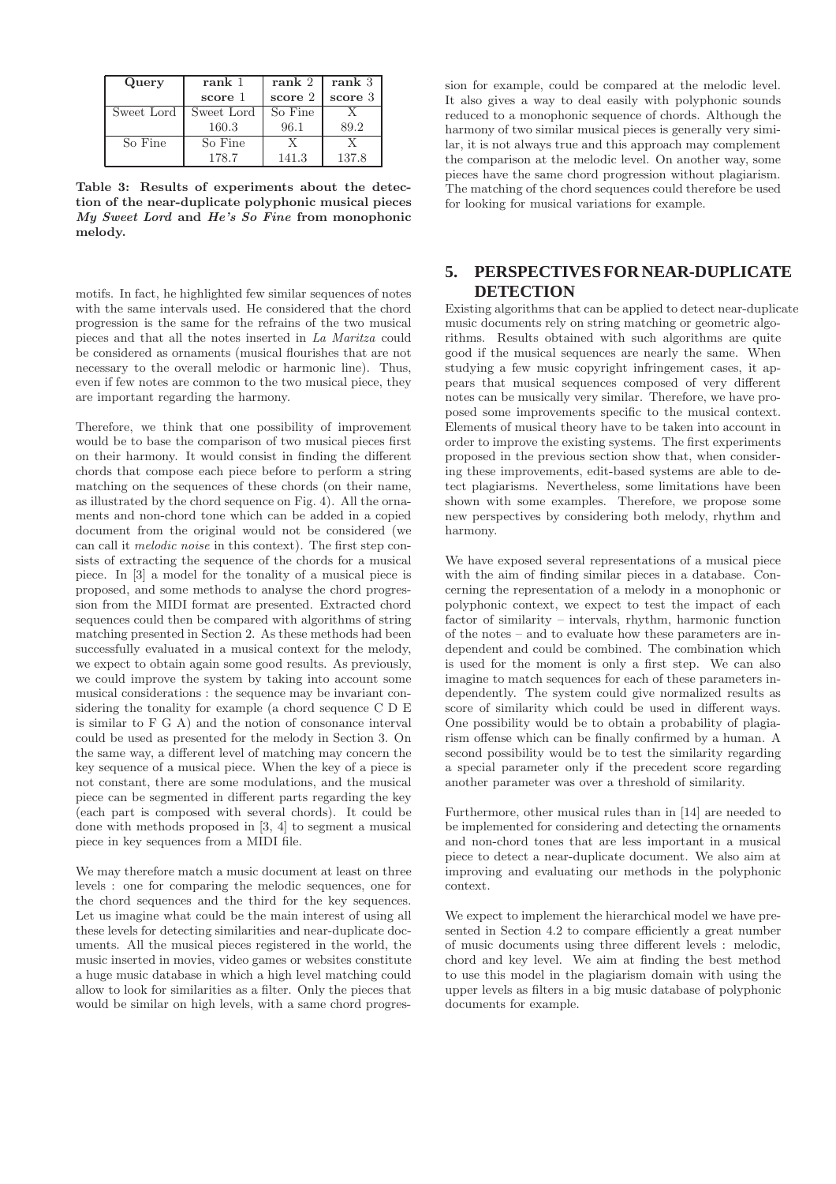| Query | rank 1 score 1 | rank 2 score 2 | rank 3 score 3 |
|---|---|---|---|
| Sweet Lord | Sweet Lord 160.3 | So Fine 96.1 | X 89.2 |
| So Fine | So Fine 178.7 | X 141.3 | X 137.8 |

**Table 3: Results of experiments about the detection of the near-duplicate polyphonic musical pieces *My Sweet Lord* and *He's So Fine* from monophonic melody.**

motifs. In fact, he highlighted few similar sequences of notes with the same intervals used. He considered that the chord progression is the same for the refrains of the two musical pieces and that all the notes inserted in *La Maritza* could be considered as ornaments (musical flourishes that are not necessary to the overall melodic or harmonic line). Thus, even if few notes are common to the two musical piece, they are important regarding the harmony.

Therefore, we think that one possibility of improvement would be to base the comparison of two musical pieces first on their harmony. It would consist in finding the different chords that compose each piece before to perform a string matching on the sequences of these chords (on their name, as illustrated by the chord sequence on Fig. 4). All the ornaments and non-chord tone which can be added in a copied document from the original would not be considered (we can call it *melodic noise* in this context). The first step consists of extracting the sequence of the chords for a musical piece. In [3] a model for the tonality of a musical piece is proposed, and some methods to analyse the chord progression from the MIDI format are presented. Extracted chord sequences could then be compared with algorithms of string matching presented in Section 2. As these methods had been successfully evaluated in a musical context for the melody, we expect to obtain again some good results. As previously, we could improve the system by taking into account some musical considerations : the sequence may be invariant considering the tonality for example (a chord sequence C D E is similar to F G A) and the notion of consonance interval could be used as presented for the melody in Section 3. On the same way, a different level of matching may concern the key sequence of a musical piece. When the key of a piece is not constant, there are some modulations, and the musical piece can be segmented in different parts regarding the key (each part is composed with several chords). It could be done with methods proposed in [3, 4] to segment a musical piece in key sequences from a MIDI file.

We may therefore match a music document at least on three levels : one for comparing the melodic sequences, one for the chord sequences and the third for the key sequences. Let us imagine what could be the main interest of using all these levels for detecting similarities and near-duplicate documents. All the musical pieces registered in the world, the music inserted in movies, video games or websites constitute a huge music database in which a high level matching could allow to look for similarities as a filter. Only the pieces that would be similar on high levels, with a same chord progression for example, could be compared at the melodic level. It also gives a way to deal easily with polyphonic sounds reduced to a monophonic sequence of chords. Although the harmony of two similar musical pieces is generally very similar, it is not always true and this approach may complement the comparison at the melodic level. On another way, some pieces have the same chord progression without plagiarism. The matching of the chord sequences could therefore be used for looking for musical variations for example.

## 5. PERSPECTIVES FOR NEAR-DUPLICATE DETECTION

Existing algorithms that can be applied to detect near-duplicate music documents rely on string matching or geometric algorithms. Results obtained with such algorithms are quite good if the musical sequences are nearly the same. When studying a few music copyright infringement cases, it appears that musical sequences composed of very different notes can be musically very similar. Therefore, we have proposed some improvements specific to the musical context. Elements of musical theory have to be taken into account in order to improve the existing systems. The first experiments proposed in the previous section show that, when considering these improvements, edit-based systems are able to detect plagiarisms. Nevertheless, some limitations have been shown with some examples. Therefore, we propose some new perspectives by considering both melody, rhythm and harmony.

We have exposed several representations of a musical piece with the aim of finding similar pieces in a database. Concerning the representation of a melody in a monophonic or polyphonic context, we expect to test the impact of each factor of similarity – intervals, rhythm, harmonic function of the notes – and to evaluate how these parameters are independent and could be combined. The combination which is used for the moment is only a first step. We can also imagine to match sequences for each of these parameters independently. The system could give normalized results as score of similarity which could be used in different ways. One possibility would be to obtain a probability of plagiarism offense which can be finally confirmed by a human. A second possibility would be to test the similarity regarding a special parameter only if the precedent score regarding another parameter was over a threshold of similarity.

Furthermore, other musical rules than in [14] are needed to be implemented for considering and detecting the ornaments and non-chord tones that are less important in a musical piece to detect a near-duplicate document. We also aim at improving and evaluating our methods in the polyphonic context.

We expect to implement the hierarchical model we have presented in Section 4.2 to compare efficiently a great number of music documents using three different levels : melodic, chord and key level. We aim at finding the best method to use this model in the plagiarism domain with using the upper levels as filters in a big music database of polyphonic documents for example.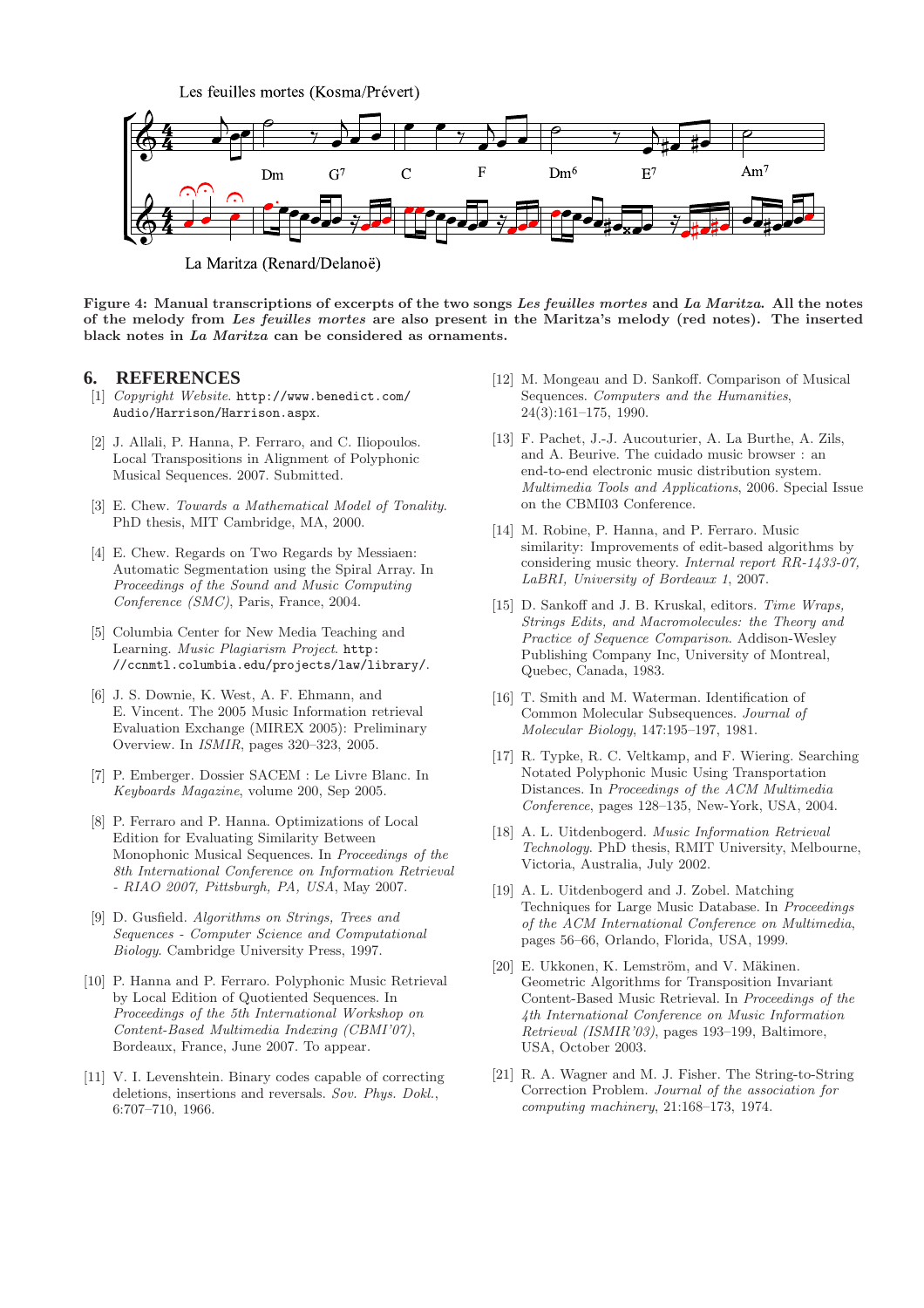Les feuilles mortes (Kosma/Prévert)

Dm G7 C F Dm6 E7 Am7

La Maritza (Renard/Delanoë)

**Figure 4: Manual transcriptions of excerpts of the two songs *Les feuilles mortes* and *La Maritza*. All the notes of the melody from *Les feuilles mortes* are also present in the Maritza's melody (red notes). The inserted black notes in *La Maritza* can be considered as ornaments.**

## 6. REFERENCES

[1] *Copyright Website*. http://www.benedict.com/Audio/Harrison/Harrison.aspx.

[2] J. Allali, P. Hanna, P. Ferraro, and C. Iliopoulos. Local Transpositions in Alignment of Polyphonic Musical Sequences. 2007. Submitted.

[3] E. Chew. *Towards a Mathematical Model of Tonality*. PhD thesis, MIT Cambridge, MA, 2000.

[4] E. Chew. Regards on Two Regards by Messiaen: Automatic Segmentation using the Spiral Array. In *Proceedings of the Sound and Music Computing Conference (SMC)*, Paris, France, 2004.

[5] Columbia Center for New Media Teaching and Learning. *Music Plagiarism Project*. http://ccnmtl.columbia.edu/projects/law/library/.

[6] J. S. Downie, K. West, A. F. Ehmann, and E. Vincent. The 2005 Music Information retrieval Evaluation Exchange (MIREX 2005): Preliminary Overview. In *ISMIR*, pages 320–323, 2005.

[7] P. Emberger. Dossier SACEM : Le Livre Blanc. In *Keyboards Magazine*, volume 200, Sep 2005.

[8] P. Ferraro and P. Hanna. Optimizations of Local Edition for Evaluating Similarity Between Monophonic Musical Sequences. In *Proceedings of the 8th International Conference on Information Retrieval - RIAO 2007, Pittsburgh, PA, USA*, May 2007.

[9] D. Gusfield. *Algorithms on Strings, Trees and Sequences - Computer Science and Computational Biology*. Cambridge University Press, 1997.

[10] P. Hanna and P. Ferraro. Polyphonic Music Retrieval by Local Edition of Quotiented Sequences. In *Proceedings of the 5th International Workshop on Content-Based Multimedia Indexing (CBMI'07)*, Bordeaux, France, June 2007. To appear.

[11] V. I. Levenshtein. Binary codes capable of correcting deletions, insertions and reversals. *Sov. Phys. Dokl.*, 6:707–710, 1966.

[12] M. Mongeau and D. Sankoff. Comparison of Musical Sequences. *Computers and the Humanities*, 24(3):161–175, 1990.

[13] F. Pachet, J.-J. Aucouturier, A. La Burthe, A. Zils, and A. Beurive. The cuidado music browser : an end-to-end electronic music distribution system. *Multimedia Tools and Applications*, 2006. Special Issue on the CBMI03 Conference.

[14] M. Robine, P. Hanna, and P. Ferraro. Music similarity: Improvements of edit-based algorithms by considering music theory. *Internal report RR-1433-07, LaBRI, University of Bordeaux 1*, 2007.

[15] D. Sankoff and J. B. Kruskal, editors. *Time Wraps, Strings Edits, and Macromolecules: the Theory and Practice of Sequence Comparison*. Addison-Wesley Publishing Company Inc, University of Montreal, Quebec, Canada, 1983.

[16] T. Smith and M. Waterman. Identification of Common Molecular Subsequences. *Journal of Molecular Biology*, 147:195–197, 1981.

[17] R. Typke, R. C. Veltkamp, and F. Wiering. Searching Notated Polyphonic Music Using Transportation Distances. In *Proceedings of the ACM Multimedia Conference*, pages 128–135, New-York, USA, 2004.

[18] A. L. Uitdenbogerd. *Music Information Retrieval Technology*. PhD thesis, RMIT University, Melbourne, Victoria, Australia, July 2002.

[19] A. L. Uitdenbogerd and J. Zobel. Matching Techniques for Large Music Database. In *Proceedings of the ACM International Conference on Multimedia*, pages 56–66, Orlando, Florida, USA, 1999.

[20] E. Ukkonen, K. Lemström, and V. Mäkinen. Geometric Algorithms for Transposition Invariant Content-Based Music Retrieval. In *Proceedings of the 4th International Conference on Music Information Retrieval (ISMIR'03)*, pages 193–199, Baltimore, USA, October 2003.

[21] R. A. Wagner and M. J. Fisher. The String-to-String Correction Problem. *Journal of the association for computing machinery*, 21:168–173, 1974.